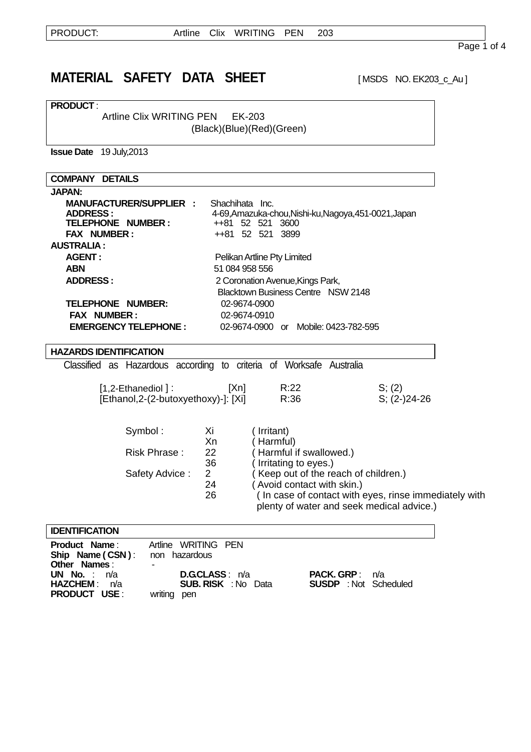# MATERIAL SAFETY DATA SHEET

[ MSDS NO. EK203_c_Au ]

**PRODUCT** :

Artline Clix WRITING PEN EK-203
(Black)(Blue)(Red)(Green)

**Issue Date** 19 July,2013

## COMPANY DETAILS

**JAPAN:**

| | |
|---|---|
| **MANUFACTURER/SUPPLIER :** | Shachihata Inc. |
| **ADDRESS :** | 4-69,Amazuka-chou,Nishi-ku,Nagoya,451-0021,Japan |
| **TELEPHONE NUMBER :** | ++81 52 521 3600 |
| **FAX NUMBER :** | ++81 52 521 3899 |

**AUSTRALIA :**

| | |
|---|---|
| **AGENT :** | Pelikan Artline Pty Limited |
| **ABN** | 51 084 958 556 |
| **ADDRESS :** | 2 Coronation Avenue,Kings Park, Blacktown Business Centre NSW 2148 |
| **TELEPHONE NUMBER:** | 02-9674-0900 |
| **FAX NUMBER :** | 02-9674-0910 |
| **EMERGENCY TELEPHONE :** | 02-9674-0900 or Mobile: 0423-782-595 |

## HAZARDS IDENTIFICATION

Classified as Hazardous according to criteria of Worksafe Australia

| | | | |
|---|---|---|---|
| [1,2-Ethanediol ] : | [Xn] | R:22 | S; (2) |
| [Ethanol,2-(2-butoxyethoxy)-]: | [Xi] | R:36 | S; (2-)24-26 |

| | | |
|---|---|---|
| Symbol : | Xi | ( Irritant) |
| | Xn | ( Harmful) |
| Risk Phrase : | 22 | ( Harmful if swallowed.) |
| | 36 | ( Irritating to eyes.) |
| Safety Advice : | 2 | ( Keep out of the reach of children.) |
| | 24 | ( Avoid contact with skin.) |
| | 26 | ( In case of contact with eyes, rinse immediately with plenty of water and seek medical advice.) |

## IDENTIFICATION

**Product Name** : Artline WRITING PEN
**Ship Name ( CSN )** : non hazardous
**Other Names** : -

| | | |
|---|---|---|
| **UN No.** : n/a | **D.G.CLASS** : n/a | **PACK. GRP** : n/a |
| **HAZCHEM** : n/a | **SUB. RISK** : No Data | **SUSDP** : Not Scheduled |

**PRODUCT USE** : writing pen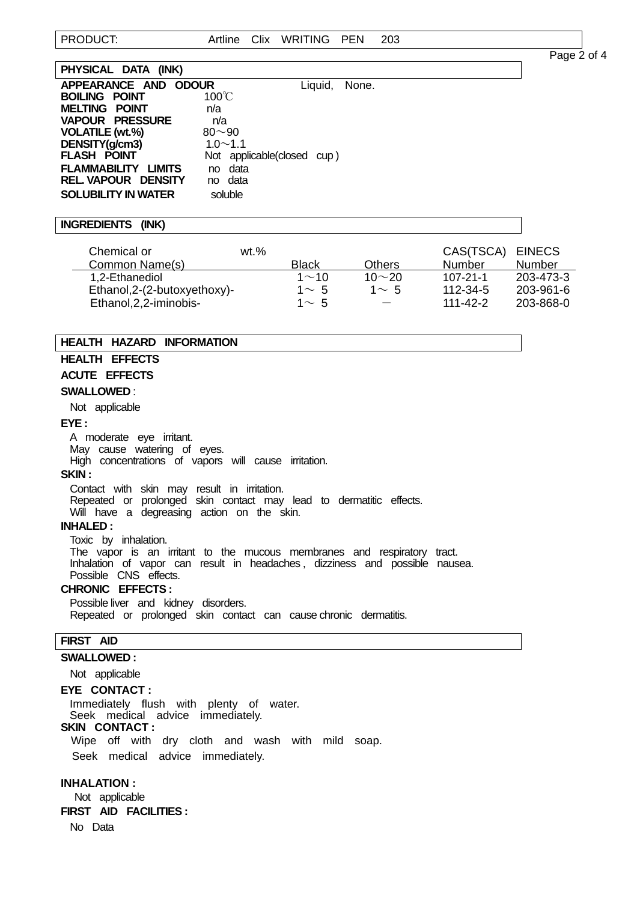| PRODUCT: | Artline Clix WRITING PEN 203 |
|---|---|

## PHYSICAL DATA (INK)

**APPEARANCE AND ODOUR** Liquid, None.
**BOILING POINT** 100℃
**MELTING POINT** n/a
**VAPOUR PRESSURE** n/a
**VOLATILE (wt.%)** 80～90
**DENSITY(g/cm3)** 1.0～1.1
**FLASH POINT** Not applicable(closed cup)
**FLAMMABILITY LIMITS** no data
**REL. VAPOUR DENSITY** no data
**SOLUBILITY IN WATER** soluble

## INGREDIENTS (INK)

| Chemical or Common Name(s) | wt.% Black | Others | CAS(TSCA) Number | EINECS Number |
|---|---|---|---|---|
| 1,2-Ethanediol | 1～10 | 10～20 | 107-21-1 | 203-473-3 |
| Ethanol,2-(2-butoxyethoxy)- | 1～ 5 | 1～ 5 | 112-34-5 | 203-961-6 |
| Ethanol,2,2-iminobis- | 1～ 5 | － | 111-42-2 | 203-868-0 |

## HEALTH HAZARD INFORMATION

**HEALTH EFFECTS**

**ACUTE EFFECTS**

**SWALLOWED** :

Not applicable

**EYE :**

A moderate eye irritant.
May cause watering of eyes.
High concentrations of vapors will cause irritation.

**SKIN :**

Contact with skin may result in irritation.
Repeated or prolonged skin contact may lead to dermatitic effects.
Will have a degreasing action on the skin.

**INHALED :**

Toxic by inhalation.
The vapor is an irritant to the mucous membranes and respiratory tract.
Inhalation of vapor can result in headaches, dizziness and possible nausea.
Possible CNS effects.

**CHRONIC EFFECTS :**

Possible liver and kidney disorders.
Repeated or prolonged skin contact can cause chronic dermatitis.

## FIRST AID

**SWALLOWED :**

Not applicable

**EYE CONTACT :**

Immediately flush with plenty of water.
Seek medical advice immediately.

**SKIN CONTACT :**

Wipe off with dry cloth and wash with mild soap.
Seek medical advice immediately.

**INHALATION :**

Not applicable

**FIRST AID FACILITIES :**

No Data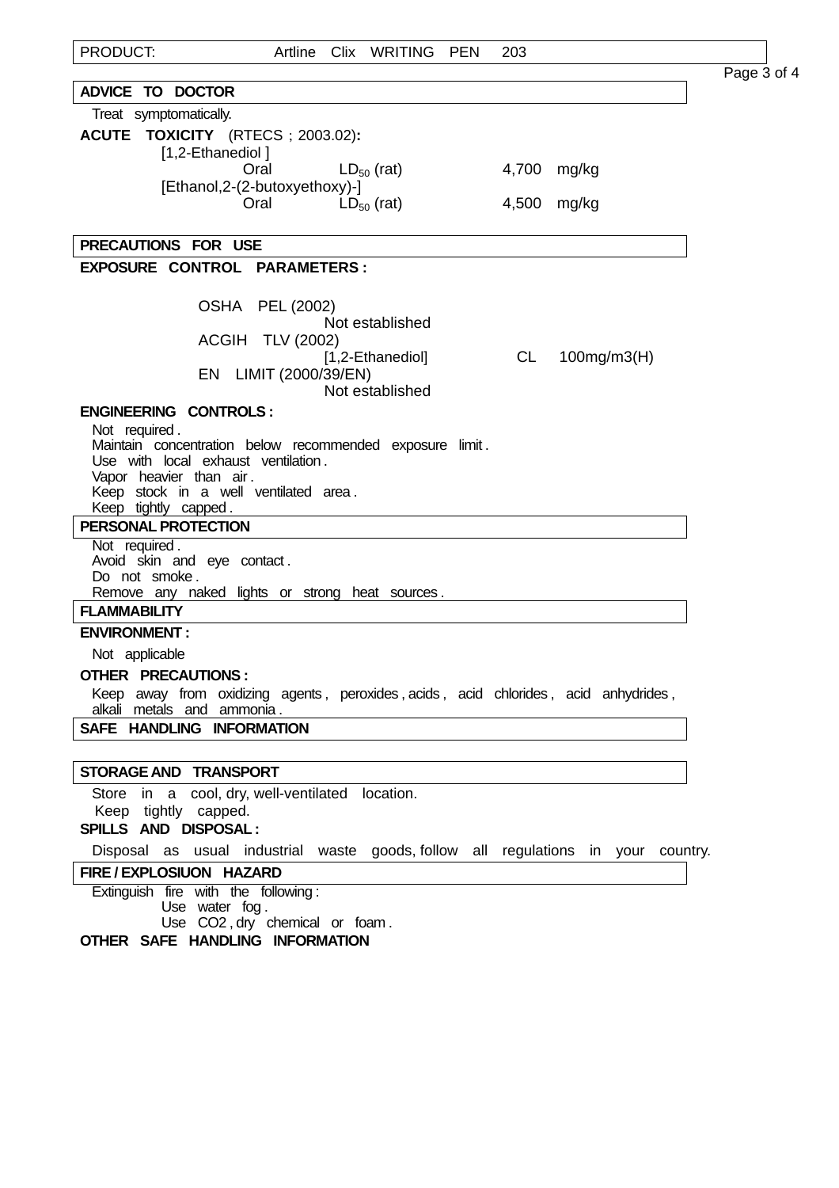PRODUCT: Artline Clix WRITING PEN 203

## ADVICE TO DOCTOR

Treat symptomatically.

**ACUTE TOXICITY** (RTECS ; 2003.02)**:**

[1,2-Ethanediol ]

| Oral | $LD_{50}$ (rat) | 4,700 mg/kg |
|---|---|---|

[Ethanol,2-(2-butoxyethoxy)-]

| Oral | $LD_{50}$ (rat) | 4,500 mg/kg |
|---|---|---|

## PRECAUTIONS FOR USE

**EXPOSURE CONTROL PARAMETERS :**

OSHA PEL (2002)
Not established

ACGIH TLV (2002)
[1,2-Ethanediol] CL 100mg/m3(H)

EN LIMIT (2000/39/EN)
Not established

**ENGINEERING CONTROLS :**

Not required .
Maintain concentration below recommended exposure limit .
Use with local exhaust ventilation .
Vapor heavier than air .
Keep stock in a well ventilated area .
Keep tightly capped .

## PERSONAL PROTECTION

Not required .
Avoid skin and eye contact .
Do not smoke .
Remove any naked lights or strong heat sources .

## FLAMMABILITY

**ENVIRONMENT :**

Not applicable

**OTHER PRECAUTIONS :**

Keep away from oxidizing agents , peroxides , acids , acid chlorides , acid anhydrides , alkali metals and ammonia .

## SAFE HANDLING INFORMATION

## STORAGE AND TRANSPORT

Store in a cool, dry, well-ventilated location.
Keep tightly capped.

**SPILLS AND DISPOSAL :**

Disposal as usual industrial waste goods, follow all regulations in your country.

## FIRE / EXPLOSIUON HAZARD

Extinguish fire with the following :
Use water fog .
Use CO2 , dry chemical or foam .

**OTHER SAFE HANDLING INFORMATION**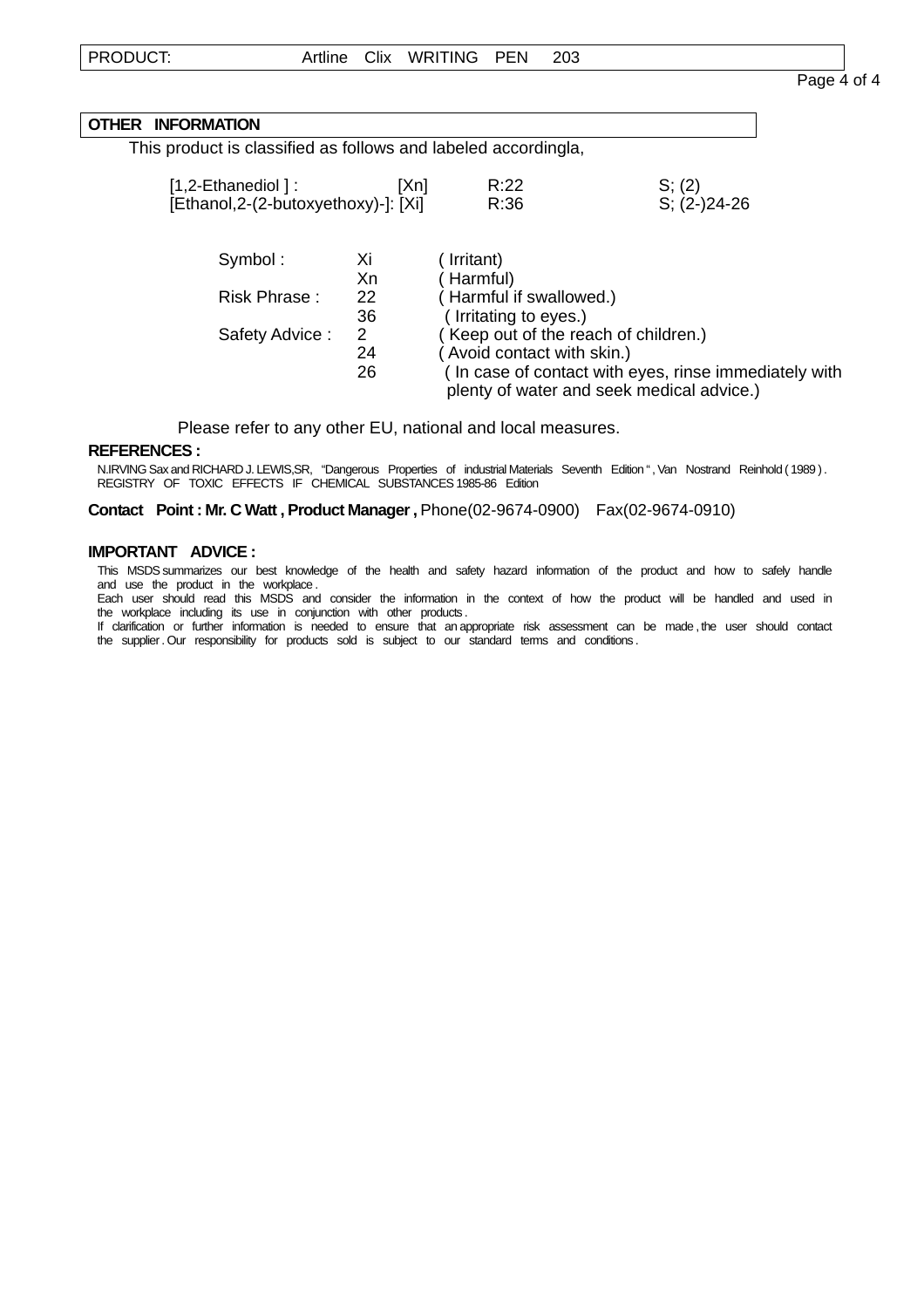PRODUCT: Artline Clix WRITING PEN 203

## OTHER INFORMATION

This product is classified as follows and labeled accordingla,

| | | | |
|---|---|---|---|
| [1,2-Ethanediol ] : | [Xn] | R:22 | S; (2) |
| [Ethanol,2-(2-butoxyethoxy)-]: | [Xi] | R:36 | S; (2-)24-26 |

| | | |
|---|---|---|
| Symbol : | Xi | ( Irritant) |
| | Xn | ( Harmful) |
| Risk Phrase : | 22 | ( Harmful if swallowed.) |
| | 36 | ( Irritating to eyes.) |
| Safety Advice : | 2 | ( Keep out of the reach of children.) |
| | 24 | ( Avoid contact with skin.) |
| | 26 | ( In case of contact with eyes, rinse immediately with plenty of water and seek medical advice.) |

Please refer to any other EU, national and local measures.

**REFERENCES :**

N.IRVING Sax and RICHARD J. LEWIS,SR, "Dangerous Properties of industrial Materials Seventh Edition " , Van Nostrand Reinhold ( 1989 ) .
REGISTRY OF TOXIC EFFECTS IF CHEMICAL SUBSTANCES 1985-86 Edition

**Contact Point : Mr. C Watt , Product Manager ,** Phone(02-9674-0900) Fax(02-9674-0910)

**IMPORTANT ADVICE :**

This MSDS summarizes our best knowledge of the health and safety hazard information of the product and how to safely handle and use the product in the workplace .
Each user should read this MSDS and consider the information in the context of how the product will be handled and used in the workplace including its use in conjunction with other products .
If clarification or further information is needed to ensure that an appropriate risk assessment can be made , the user should contact the supplier . Our responsibility for products sold is subject to our standard terms and conditions .